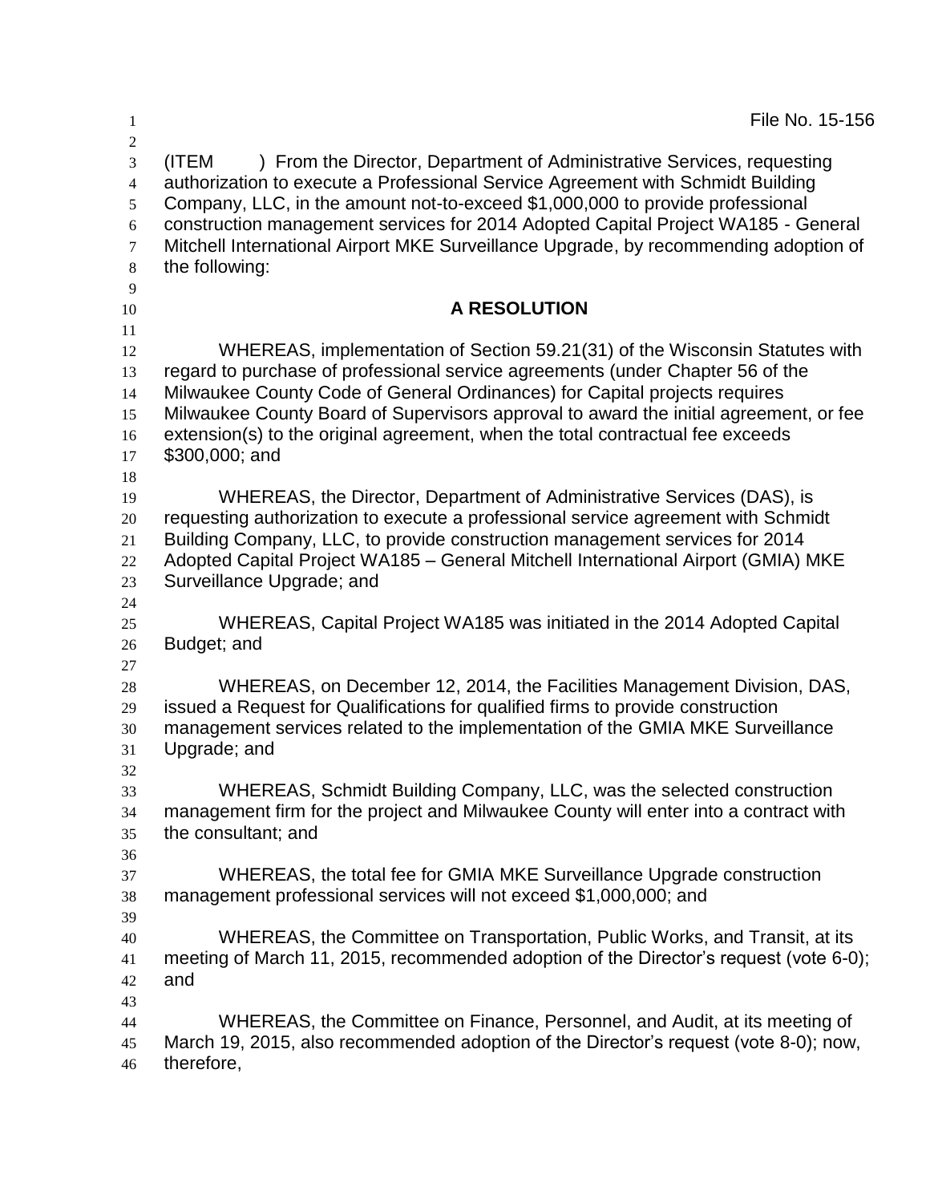File No. 15-156

(ITEM ) From the Director, Department of Administrative Services, requesting authorization to execute a Professional Service Agreement with Schmidt Building Company, LLC, in the amount not-to-exceed $1,000,000 to provide professional construction management services for 2014 Adopted Capital Project WA185 - General Mitchell International Airport MKE Surveillance Upgrade, by recommending adoption of the following:

## A RESOLUTION

WHEREAS, implementation of Section 59.21(31) of the Wisconsin Statutes with regard to purchase of professional service agreements (under Chapter 56 of the Milwaukee County Code of General Ordinances) for Capital projects requires Milwaukee County Board of Supervisors approval to award the initial agreement, or fee extension(s) to the original agreement, when the total contractual fee exceeds $300,000; and

WHEREAS, the Director, Department of Administrative Services (DAS), is requesting authorization to execute a professional service agreement with Schmidt Building Company, LLC, to provide construction management services for 2014 Adopted Capital Project WA185 – General Mitchell International Airport (GMIA) MKE Surveillance Upgrade; and

WHEREAS, Capital Project WA185 was initiated in the 2014 Adopted Capital Budget; and

WHEREAS, on December 12, 2014, the Facilities Management Division, DAS, issued a Request for Qualifications for qualified firms to provide construction management services related to the implementation of the GMIA MKE Surveillance Upgrade; and

WHEREAS, Schmidt Building Company, LLC, was the selected construction management firm for the project and Milwaukee County will enter into a contract with the consultant; and

WHEREAS, the total fee for GMIA MKE Surveillance Upgrade construction management professional services will not exceed $1,000,000; and

WHEREAS, the Committee on Transportation, Public Works, and Transit, at its meeting of March 11, 2015, recommended adoption of the Director's request (vote 6-0); and

WHEREAS, the Committee on Finance, Personnel, and Audit, at its meeting of March 19, 2015, also recommended adoption of the Director's request (vote 8-0); now, therefore,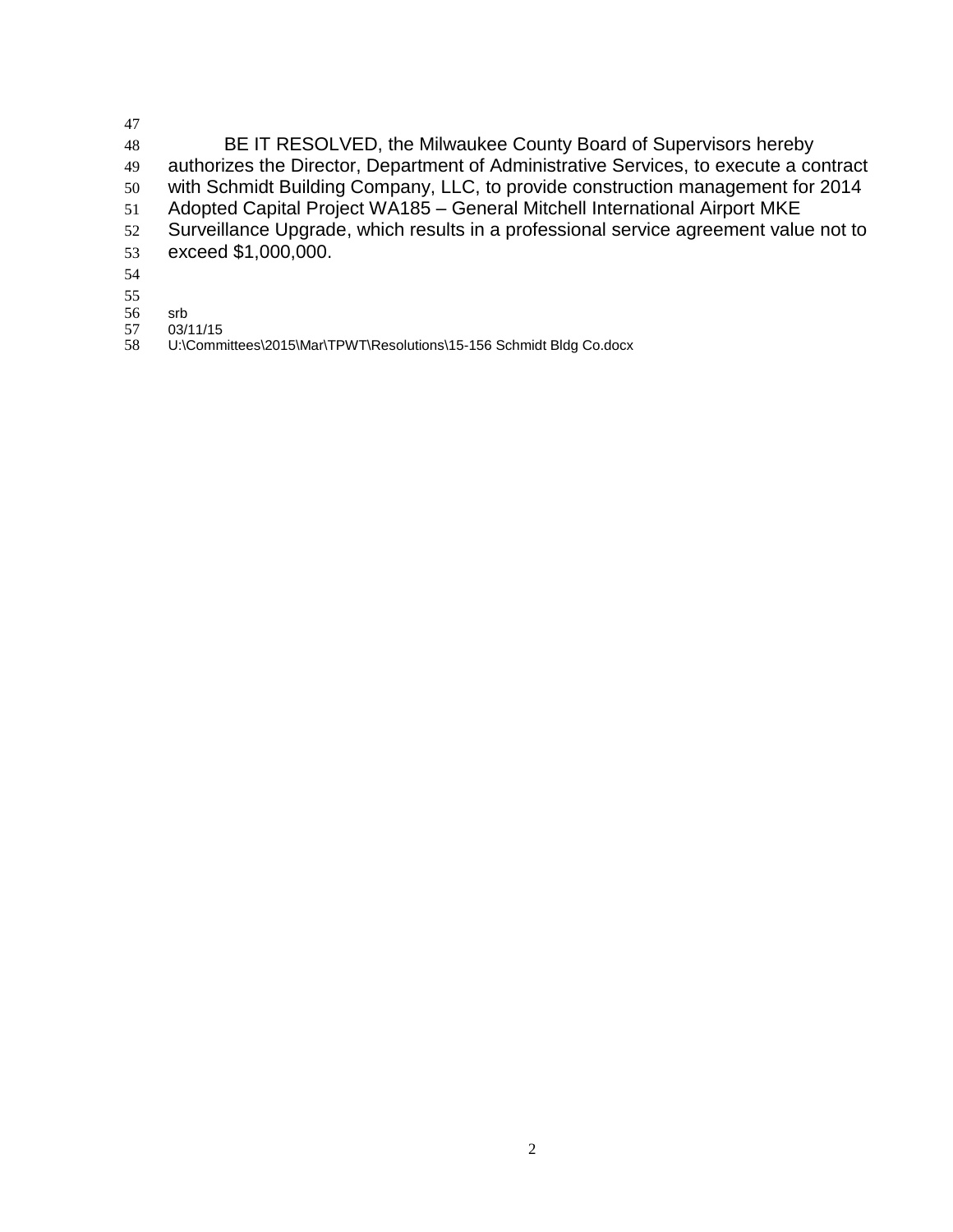BE IT RESOLVED, the Milwaukee County Board of Supervisors hereby authorizes the Director, Department of Administrative Services, to execute a contract with Schmidt Building Company, LLC, to provide construction management for 2014 Adopted Capital Project WA185 – General Mitchell International Airport MKE Surveillance Upgrade, which results in a professional service agreement value not to exceed $1,000,000.

srb
03/11/15
U:\Committees\2015\Mar\TPWT\Resolutions\15-156 Schmidt Bldg Co.docx